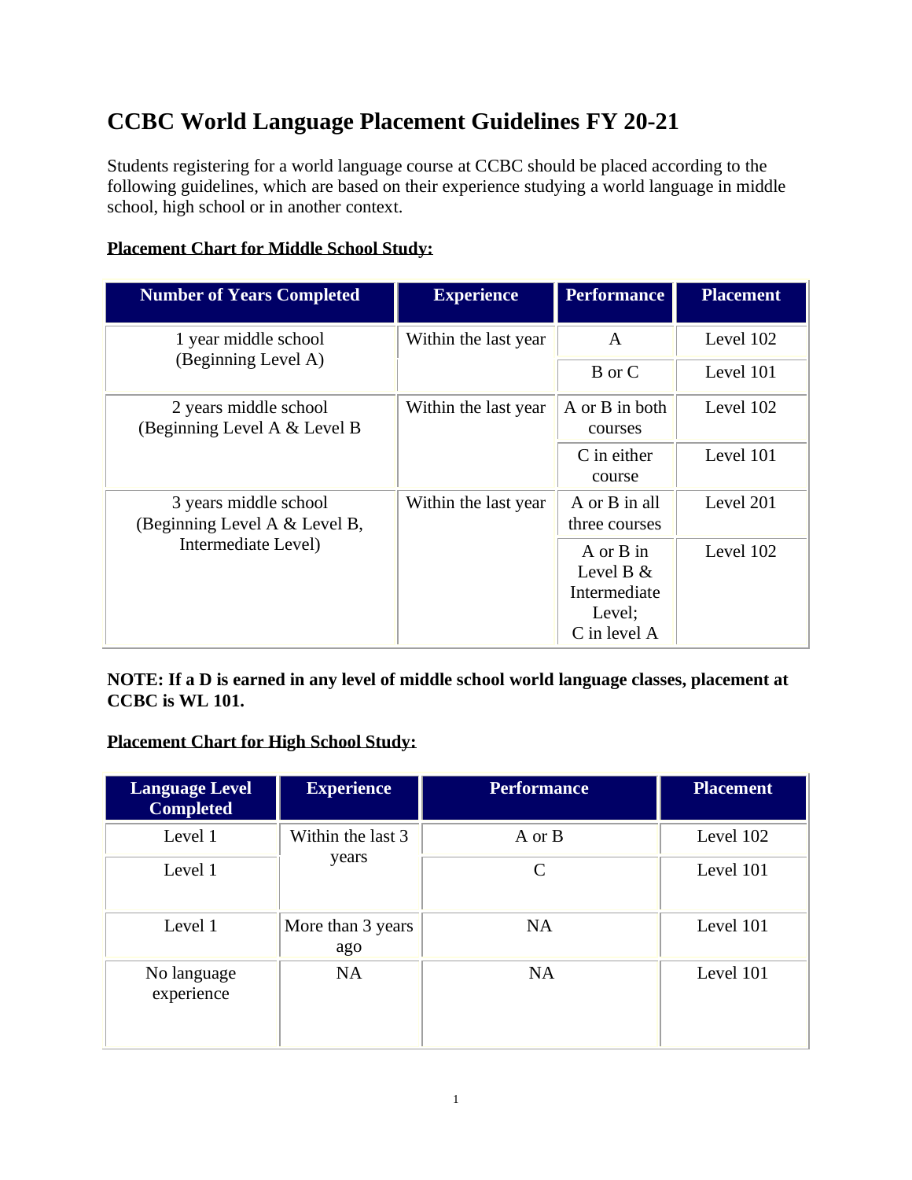# CCBC World Language Placement Guidelines FY 20-21

Students registering for a world language course at CCBC should be placed according to the following guidelines, which are based on their experience studying a world language in middle school, high school or in another context.

**Placement Chart for Middle School Study:**

| Number of Years Completed | Experience | Performance | Placement |
| --- | --- | --- | --- |
| 1 year middle school (Beginning Level A) | Within the last year | A | Level 102 |
| | | B or C | Level 101 |
| 2 years middle school (Beginning Level A & Level B | Within the last year | A or B in both courses | Level 102 |
| | | C in either course | Level 101 |
| 3 years middle school (Beginning Level A & Level B, Intermediate Level) | Within the last year | A or B in all three courses | Level 201 |
| | | A or B in Level B & Intermediate Level; C in level A | Level 102 |

**NOTE: If a D is earned in any level of middle school world language classes, placement at CCBC is WL 101.**

**Placement Chart for High School Study:**

| Language Level Completed | Experience | Performance | Placement |
| --- | --- | --- | --- |
| Level 1 | Within the last 3 years | A or B | Level 102 |
| Level 1 | | C | Level 101 |
| Level 1 | More than 3 years ago | NA | Level 101 |
| No language experience | NA | NA | Level 101 |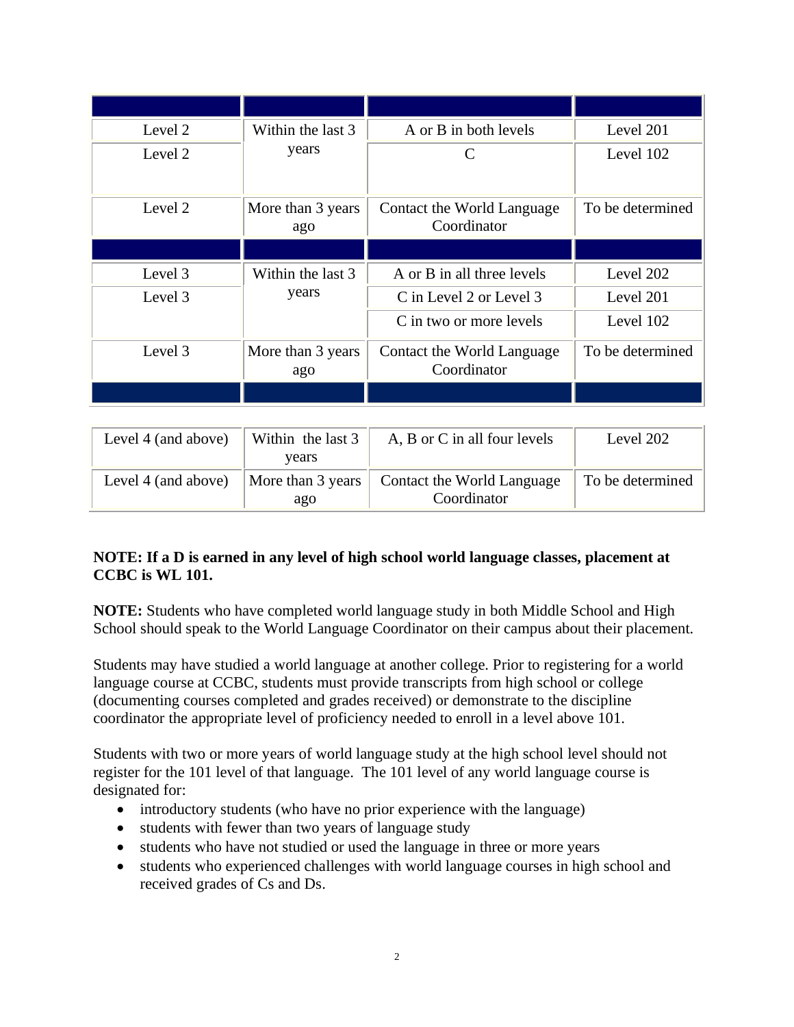| | | | |
|---|---|---|---|
| Level 2 | Within the last 3 years | A or B in both levels | Level 201 |
| Level 2 | | C | Level 102 |
| Level 2 | More than 3 years ago | Contact the World Language Coordinator | To be determined |
| | | | |
| Level 3 | Within the last 3 years | A or B in all three levels | Level 202 |
| Level 3 | | C in Level 2 or Level 3 | Level 201 |
| | | C in two or more levels | Level 102 |
| Level 3 | More than 3 years ago | Contact the World Language Coordinator | To be determined |
| | | | |
| Level 4 (and above) | Within the last 3 years | A, B or C in all four levels | Level 202 |
| Level 4 (and above) | More than 3 years ago | Contact the World Language Coordinator | To be determined |

**NOTE: If a D is earned in any level of high school world language classes, placement at CCBC is WL 101.**

**NOTE:** Students who have completed world language study in both Middle School and High School should speak to the World Language Coordinator on their campus about their placement.

Students may have studied a world language at another college. Prior to registering for a world language course at CCBC, students must provide transcripts from high school or college (documenting courses completed and grades received) or demonstrate to the discipline coordinator the appropriate level of proficiency needed to enroll in a level above 101.

Students with two or more years of world language study at the high school level should not register for the 101 level of that language. The 101 level of any world language course is designated for:

- introductory students (who have no prior experience with the language)
- students with fewer than two years of language study
- students who have not studied or used the language in three or more years
- students who experienced challenges with world language courses in high school and received grades of Cs and Ds.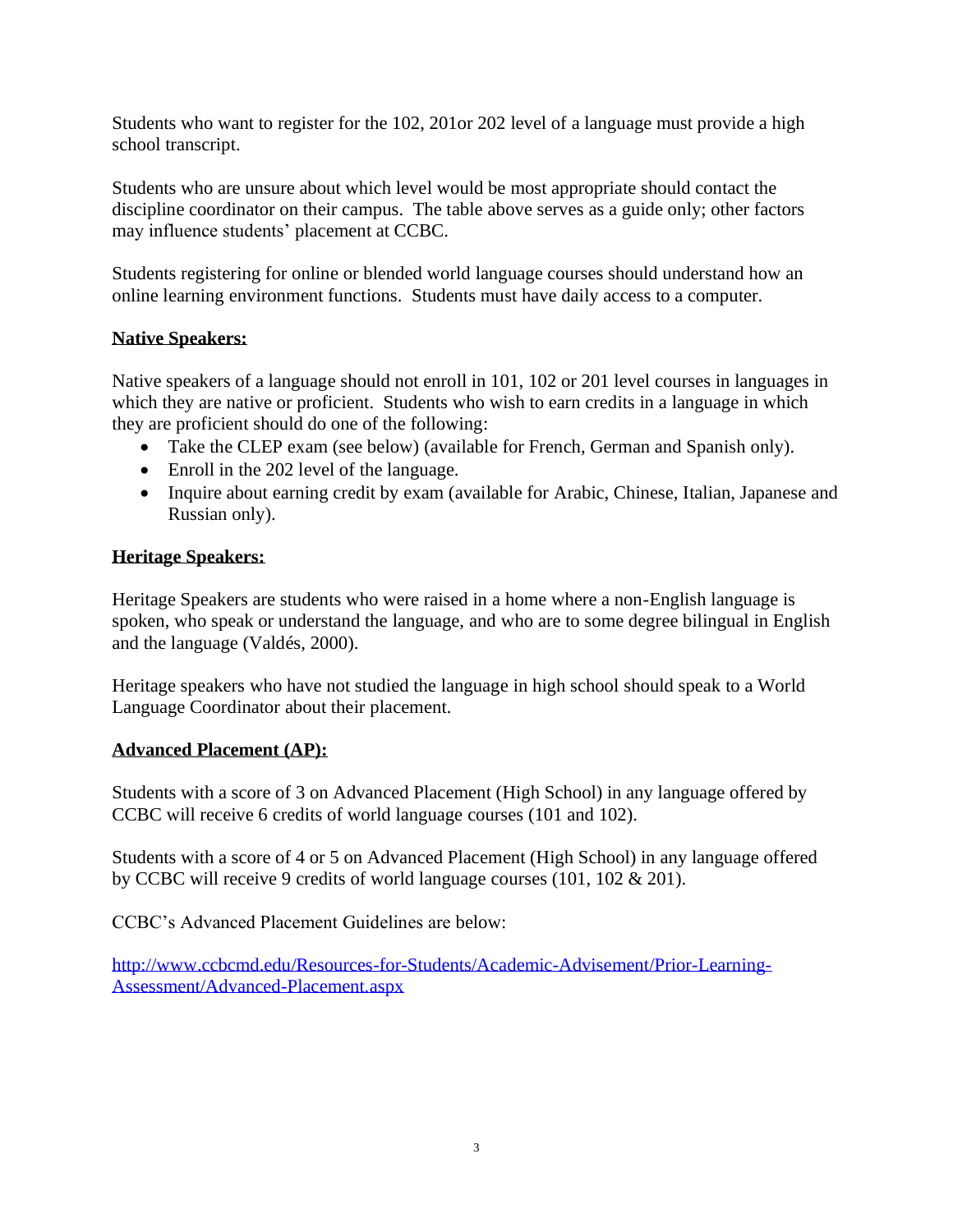Students who want to register for the 102, 201or 202 level of a language must provide a high school transcript.

Students who are unsure about which level would be most appropriate should contact the discipline coordinator on their campus. The table above serves as a guide only; other factors may influence students' placement at CCBC.

Students registering for online or blended world language courses should understand how an online learning environment functions. Students must have daily access to a computer.

## Native Speakers:

Native speakers of a language should not enroll in 101, 102 or 201 level courses in languages in which they are native or proficient. Students who wish to earn credits in a language in which they are proficient should do one of the following:

- Take the CLEP exam (see below) (available for French, German and Spanish only).
- Enroll in the 202 level of the language.
- Inquire about earning credit by exam (available for Arabic, Chinese, Italian, Japanese and Russian only).

## Heritage Speakers:

Heritage Speakers are students who were raised in a home where a non-English language is spoken, who speak or understand the language, and who are to some degree bilingual in English and the language (Valdés, 2000).

Heritage speakers who have not studied the language in high school should speak to a World Language Coordinator about their placement.

## Advanced Placement (AP):

Students with a score of 3 on Advanced Placement (High School) in any language offered by CCBC will receive 6 credits of world language courses (101 and 102).

Students with a score of 4 or 5 on Advanced Placement (High School) in any language offered by CCBC will receive 9 credits of world language courses (101, 102 & 201).

CCBC's Advanced Placement Guidelines are below:

http://www.ccbcmd.edu/Resources-for-Students/Academic-Advisement/Prior-Learning-Assessment/Advanced-Placement.aspx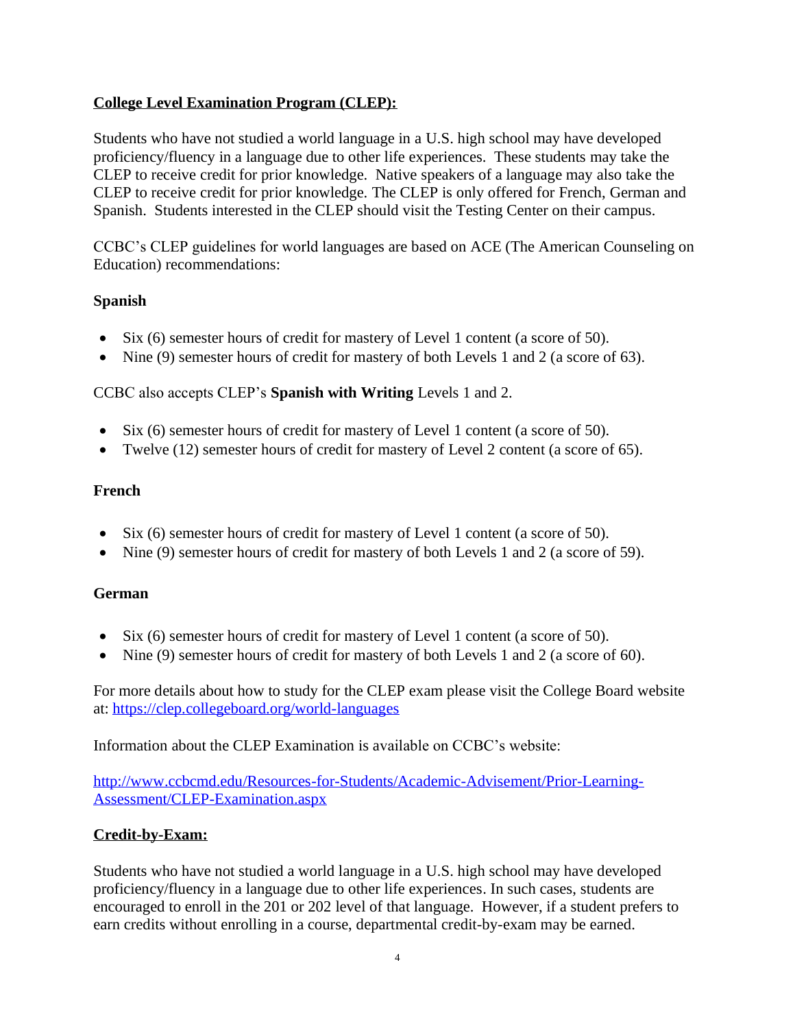**<u>College Level Examination Program (CLEP):</u>**

Students who have not studied a world language in a U.S. high school may have developed proficiency/fluency in a language due to other life experiences. These students may take the CLEP to receive credit for prior knowledge. Native speakers of a language may also take the CLEP to receive credit for prior knowledge. The CLEP is only offered for French, German and Spanish. Students interested in the CLEP should visit the Testing Center on their campus.

CCBC's CLEP guidelines for world languages are based on ACE (The American Counseling on Education) recommendations:

**Spanish**

- Six (6) semester hours of credit for mastery of Level 1 content (a score of 50).
- Nine (9) semester hours of credit for mastery of both Levels 1 and 2 (a score of 63).

CCBC also accepts CLEP's **Spanish with Writing** Levels 1 and 2.

- Six (6) semester hours of credit for mastery of Level 1 content (a score of 50).
- Twelve (12) semester hours of credit for mastery of Level 2 content (a score of 65).

**French**

- Six (6) semester hours of credit for mastery of Level 1 content (a score of 50).
- Nine (9) semester hours of credit for mastery of both Levels 1 and 2 (a score of 59).

**German**

- Six (6) semester hours of credit for mastery of Level 1 content (a score of 50).
- Nine (9) semester hours of credit for mastery of both Levels 1 and 2 (a score of 60).

For more details about how to study for the CLEP exam please visit the College Board website at: [https://clep.collegeboard.org/world-languages](https://clep.collegeboard.org/world-languages)

Information about the CLEP Examination is available on CCBC's website:

[http://www.ccbcmd.edu/Resources-for-Students/Academic-Advisement/Prior-Learning-Assessment/CLEP-Examination.aspx](http://www.ccbcmd.edu/Resources-for-Students/Academic-Advisement/Prior-Learning-Assessment/CLEP-Examination.aspx)

**<u>Credit-by-Exam:</u>**

Students who have not studied a world language in a U.S. high school may have developed proficiency/fluency in a language due to other life experiences. In such cases, students are encouraged to enroll in the 201 or 202 level of that language. However, if a student prefers to earn credits without enrolling in a course, departmental credit-by-exam may be earned.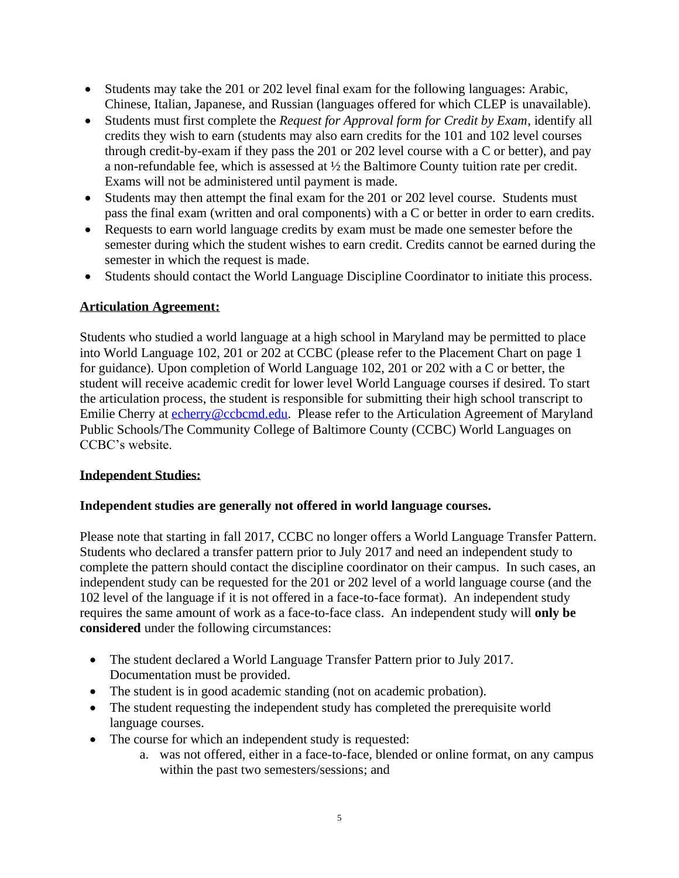- Students may take the 201 or 202 level final exam for the following languages: Arabic, Chinese, Italian, Japanese, and Russian (languages offered for which CLEP is unavailable).
- Students must first complete the *Request for Approval form for Credit by Exam*, identify all credits they wish to earn (students may also earn credits for the 101 and 102 level courses through credit-by-exam if they pass the 201 or 202 level course with a C or better), and pay a non-refundable fee, which is assessed at ½ the Baltimore County tuition rate per credit. Exams will not be administered until payment is made.
- Students may then attempt the final exam for the 201 or 202 level course. Students must pass the final exam (written and oral components) with a C or better in order to earn credits.
- Requests to earn world language credits by exam must be made one semester before the semester during which the student wishes to earn credit. Credits cannot be earned during the semester in which the request is made.
- Students should contact the World Language Discipline Coordinator to initiate this process.

## Articulation Agreement:

Students who studied a world language at a high school in Maryland may be permitted to place into World Language 102, 201 or 202 at CCBC (please refer to the Placement Chart on page 1 for guidance). Upon completion of World Language 102, 201 or 202 with a C or better, the student will receive academic credit for lower level World Language courses if desired. To start the articulation process, the student is responsible for submitting their high school transcript to Emilie Cherry at [echerry@ccbcmd.edu](mailto:echerry@ccbcmd.edu). Please refer to the Articulation Agreement of Maryland Public Schools/The Community College of Baltimore County (CCBC) World Languages on CCBC's website.

## Independent Studies:

**Independent studies are generally not offered in world language courses.**

Please note that starting in fall 2017, CCBC no longer offers a World Language Transfer Pattern. Students who declared a transfer pattern prior to July 2017 and need an independent study to complete the pattern should contact the discipline coordinator on their campus. In such cases, an independent study can be requested for the 201 or 202 level of a world language course (and the 102 level of the language if it is not offered in a face-to-face format). An independent study requires the same amount of work as a face-to-face class. An independent study will **only be considered** under the following circumstances:

- The student declared a World Language Transfer Pattern prior to July 2017. Documentation must be provided.
- The student is in good academic standing (not on academic probation).
- The student requesting the independent study has completed the prerequisite world language courses.
- The course for which an independent study is requested:
    a. was not offered, either in a face-to-face, blended or online format, on any campus within the past two semesters/sessions; and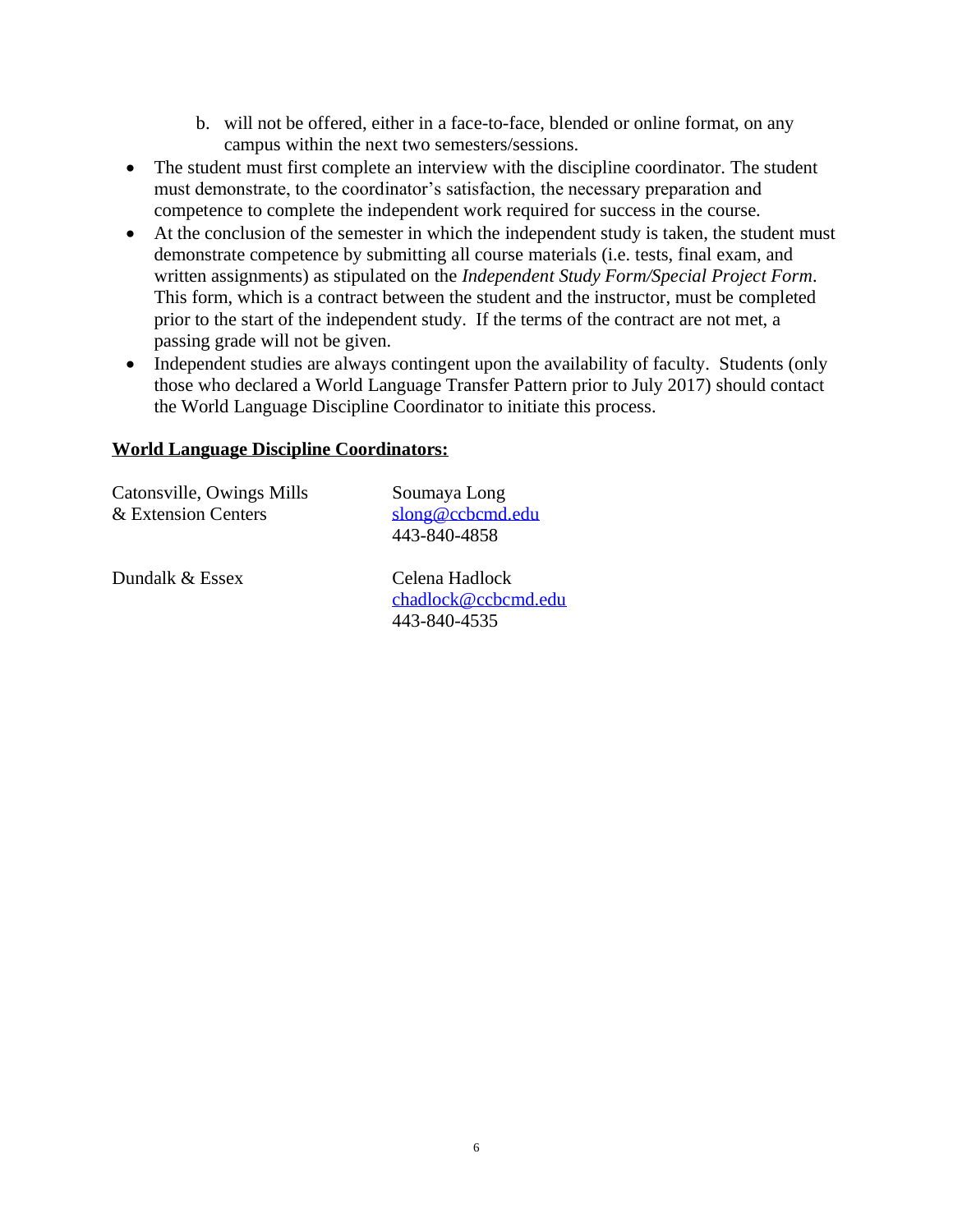b. will not be offered, either in a face-to-face, blended or online format, on any campus within the next two semesters/sessions.

- The student must first complete an interview with the discipline coordinator. The student must demonstrate, to the coordinator's satisfaction, the necessary preparation and competence to complete the independent work required for success in the course.
- At the conclusion of the semester in which the independent study is taken, the student must demonstrate competence by submitting all course materials (i.e. tests, final exam, and written assignments) as stipulated on the *Independent Study Form/Special Project Form*. This form, which is a contract between the student and the instructor, must be completed prior to the start of the independent study. If the terms of the contract are not met, a passing grade will not be given.
- Independent studies are always contingent upon the availability of faculty. Students (only those who declared a World Language Transfer Pattern prior to July 2017) should contact the World Language Discipline Coordinator to initiate this process.

**World Language Discipline Coordinators:**

| | |
|---|---|
| Catonsville, Owings Mills & Extension Centers | Soumaya Long<br>slong@ccbcmd.edu<br>443-840-4858 |
| Dundalk & Essex | Celena Hadlock<br>chadlock@ccbcmd.edu<br>443-840-4535 |